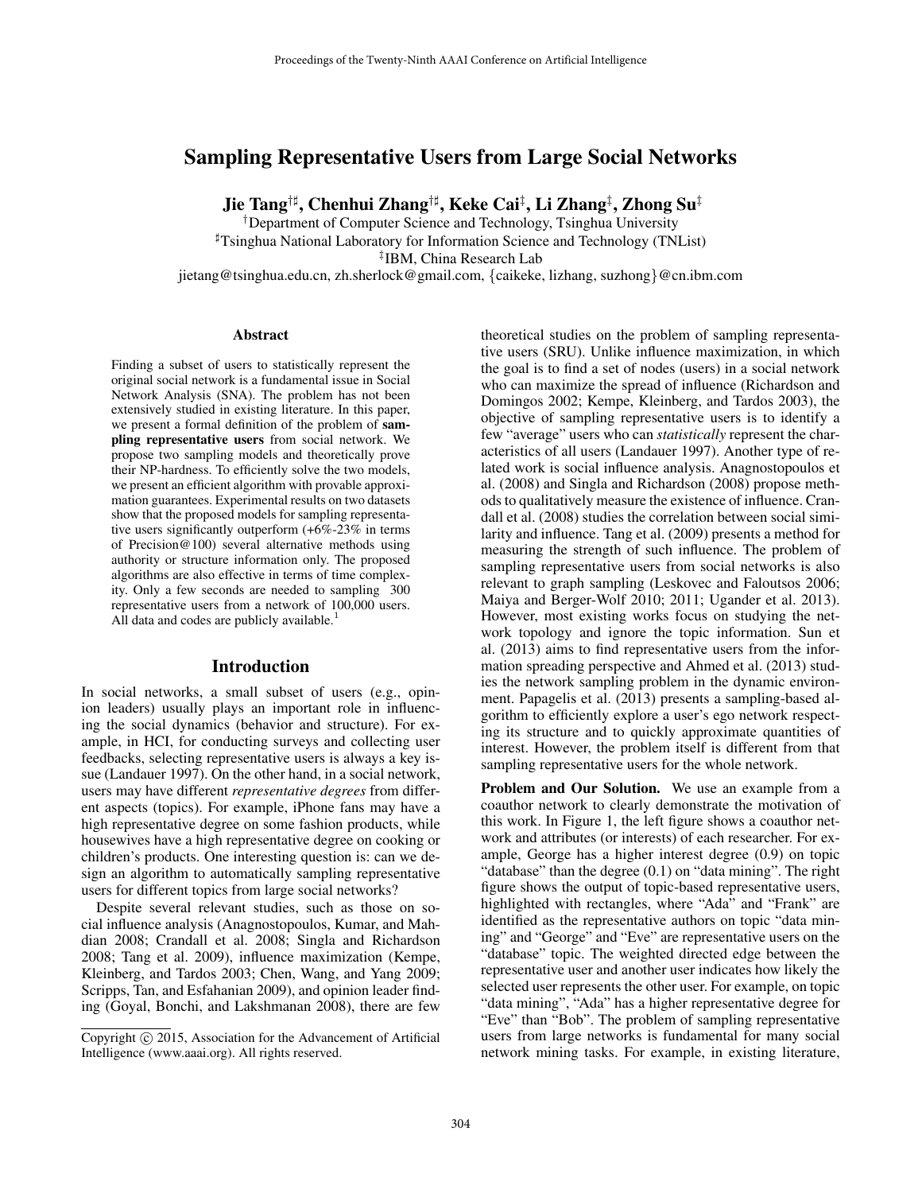# Sampling Representative Users from Large Social Networks

**Jie Tang**[†♯], **Chenhui Zhang**[†♯], **Keke Cai**[‡], **Li Zhang**[‡], **Zhong Su**[‡]

[†]Department of Computer Science and Technology, Tsinghua University

[♯]Tsinghua National Laboratory for Information Science and Technology (TNList)

[‡]IBM, China Research Lab

jietang@tsinghua.edu.cn, zh.sherlock@gmail.com, {caikeke, lizhang, suzhong}@cn.ibm.com

## Abstract

Finding a subset of users to statistically represent the original social network is a fundamental issue in Social Network Analysis (SNA). The problem has not been extensively studied in existing literature. In this paper, we present a formal definition of the problem of **sampling representative users** from social network. We propose two sampling models and theoretically prove their NP-hardness. To efficiently solve the two models, we present an efficient algorithm with provable approximation guarantees. Experimental results on two datasets show that the proposed models for sampling representative users significantly outperform (+6%-23% in terms of Precision@100) several alternative methods using authority or structure information only. The proposed algorithms are also effective in terms of time complexity. Only a few seconds are needed to sampling 300 representative users from a network of 100,000 users. All data and codes are publicly available.[1]

## Introduction

In social networks, a small subset of users (e.g., opinion leaders) usually plays an important role in influencing the social dynamics (behavior and structure). For example, in HCI, for conducting surveys and collecting user feedbacks, selecting representative users is always a key issue (Landauer 1997). On the other hand, in a social network, users may have different *representative degrees* from different aspects (topics). For example, iPhone fans may have a high representative degree on some fashion products, while housewives have a high representative degree on cooking or children's products. One interesting question is: can we design an algorithm to automatically sampling representative users for different topics from large social networks?

Despite several relevant studies, such as those on social influence analysis (Anagnostopoulos, Kumar, and Mahdian 2008; Crandall et al. 2008; Singla and Richardson 2008; Tang et al. 2009), influence maximization (Kempe, Kleinberg, and Tardos 2003; Chen, Wang, and Yang 2009; Scripps, Tan, and Esfahanian 2009), and opinion leader finding (Goyal, Bonchi, and Lakshmanan 2008), there are few theoretical studies on the problem of sampling representative users (SRU). Unlike influence maximization, in which the goal is to find a set of nodes (users) in a social network who can maximize the spread of influence (Richardson and Domingos 2002; Kempe, Kleinberg, and Tardos 2003), the objective of sampling representative users is to identify a few "average" users who can *statistically* represent the characteristics of all users (Landauer 1997). Another type of related work is social influence analysis. Anagnostopoulos et al. (2008) and Singla and Richardson (2008) propose methods to qualitatively measure the existence of influence. Crandall et al. (2008) studies the correlation between social similarity and influence. Tang et al. (2009) presents a method for measuring the strength of such influence. The problem of sampling representative users from social networks is also relevant to graph sampling (Leskovec and Faloutsos 2006; Maiya and Berger-Wolf 2010; 2011; Ugander et al. 2013). However, most existing works focus on studying the network topology and ignore the topic information. Sun et al. (2013) aims to find representative users from the information spreading perspective and Ahmed et al. (2013) studies the network sampling problem in the dynamic environment. Papagelis et al. (2013) presents a sampling-based algorithm to efficiently explore a user's ego network respecting its structure and to quickly approximate quantities of interest. However, the problem itself is different from that sampling representative users for the whole network.

**Problem and Our Solution.** We use an example from a coauthor network to clearly demonstrate the motivation of this work. In Figure 1, the left figure shows a coauthor network and attributes (or interests) of each researcher. For example, George has a higher interest degree (0.9) on topic "database" than the degree (0.1) on "data mining". The right figure shows the output of topic-based representative users, highlighted with rectangles, where "Ada" and "Frank" are identified as the representative authors on topic "data mining" and "George" and "Eve" are representative users on the "database" topic. The weighted directed edge between the representative user and another user indicates how likely the selected user represents the other user. For example, on topic "data mining", "Ada" has a higher representative degree for "Eve" than "Bob". The problem of sampling representative users from large networks is fundamental for many social network mining tasks. For example, in existing literature,

---

Copyright © 2015, Association for the Advancement of Artificial Intelligence (www.aaai.org). All rights reserved.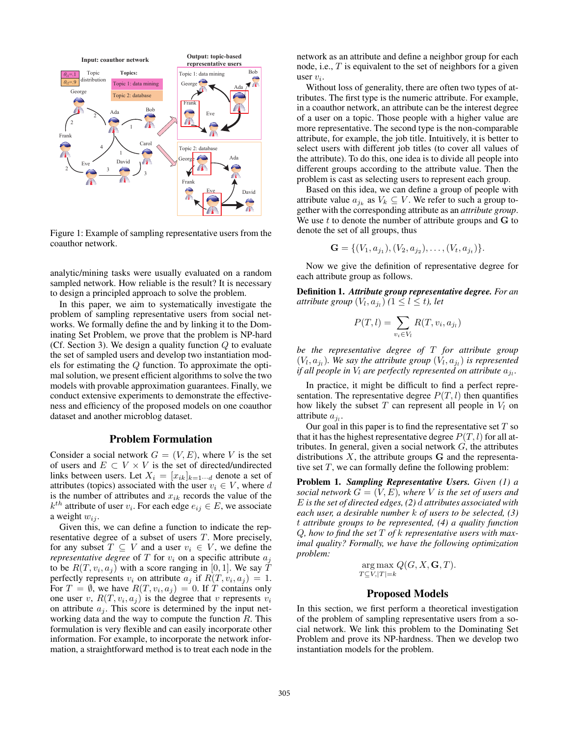Figure 1: Example of sampling representative users from the coauthor network.

analytic/mining tasks were usually evaluated on a random sampled network. How reliable is the result? It is necessary to design a principled approach to solve the problem.

In this paper, we aim to systematically investigate the problem of sampling representative users from social networks. We formally define the and by linking it to the Dominating Set Problem, we prove that the problem is NP-hard (Cf. Section 3). We design a quality function $Q$ to evaluate the set of sampled users and develop two instantiation models for estimating the $Q$ function. To approximate the optimal solution, we present efficient algorithms to solve the two models with provable approximation guarantees. Finally, we conduct extensive experiments to demonstrate the effectiveness and efficiency of the proposed models on one coauthor dataset and another microblog dataset.

## Problem Formulation

Consider a social network $G = (V, E)$, where $V$ is the set of users and $E \subset V \times V$ is the set of directed/undirected links between users. Let $X_i = [x_{ik}]_{k=1 \cdots d}$ denote a set of attributes (topics) associated with the user $v_i \in V$, where $d$ is the number of attributes and $x_{ik}$ records the value of the $k^{th}$ attribute of user $v_i$. For each edge $e_{ij} \in E$, we associate a weight $w_{ij}$.

Given this, we can define a function to indicate the representative degree of a subset of users $T$. More precisely, for any subset $T \subseteq V$ and a user $v_i \in V$, we define the *representative degree* of $T$ for $v_i$ on a specific attribute $a_j$ to be $R(T, v_i, a_j)$ with a score ranging in $[0, 1]$. We say $T$ perfectly represents $v_i$ on attribute $a_j$ if $R(T, v_i, a_j) = 1$. For $T = \emptyset$, we have $R(T, v_i, a_j) = 0$. If $T$ contains only one user $v$, $R(T, v_i, a_j)$ is the degree that $v$ represents $v_i$ on attribute $a_j$. This score is determined by the input networking data and the way to compute the function $R$. This formulation is very flexible and can easily incorporate other information. For example, to incorporate the network information, a straightforward method is to treat each node in the network as an attribute and define a neighbor group for each node, i.e., $T$ is equivalent to the set of neighbors for a given user $v_i$.

Without loss of generality, there are often two types of attributes. The first type is the numeric attribute. For example, in a coauthor network, an attribute can be the interest degree of a user on a topic. Those people with a higher value are more representative. The second type is the non-comparable attribute, for example, the job title. Intuitively, it is better to select users with different job titles (to cover all values of the attribute). To do this, one idea is to divide all people into different groups according to the attribute value. Then the problem is cast as selecting users to represent each group.

Based on this idea, we can define a group of people with attribute value $a_{j_k}$ as $V_k \subseteq V$. We refer to such a group together with the corresponding attribute as an *attribute group*. We use $t$ to denote the number of attribute groups and $\mathbf{G}$ to denote the set of all groups, thus

$$\mathbf{G} = \{(V_1, a_{j_1}), (V_2, a_{j_2}), \ldots, (V_t, a_{j_t})\}.$$

Now we give the definition of representative degree for each attribute group as follows.

**Definition 1.** ***Attribute group representative degree.*** *For an attribute group $(V_l, a_{j_l})$ ($1 \le l \le t$), let*

$$P(T, l) = \sum_{v_i \in V_l} R(T, v_i, a_{j_l})$$

*be the representative degree of $T$ for attribute group $(V_l, a_{j_l})$. We say the attribute group $(V_l, a_{j_l})$ is represented if all people in $V_l$ are perfectly represented on attribute $a_{j_l}$.*

In practice, it might be difficult to find a perfect representation. The representative degree $P(T, l)$ then quantifies how likely the subset $T$ can represent all people in $V_l$ on attribute $a_{j_l}$.

Our goal in this paper is to find the representative set $T$ so that it has the highest representative degree $P(T, l)$ for all attributes. In general, given a social network $G$, the attributes distributions $X$, the attribute groups $\mathbf{G}$ and the representative set $T$, we can formally define the following problem:

**Problem 1.** ***Sampling Representative Users.*** *Given (1) a social network $G = (V, E)$, where $V$ is the set of users and $E$ is the set of directed edges, (2) $d$ attributes associated with each user, a desirable number $k$ of users to be selected, (3) $t$ attribute groups to be represented, (4) a quality function $Q$, how to find the set $T$ of $k$ representative users with maximal quality? Formally, we have the following optimization problem:*

$$\arg\max_{T \subseteq V, |T| = k} Q(G, X, \mathbf{G}, T).$$

## Proposed Models

In this section, we first perform a theoretical investigation of the problem of sampling representative users from a social network. We link this problem to the Dominating Set Problem and prove its NP-hardness. Then we develop two instantiation models for the problem.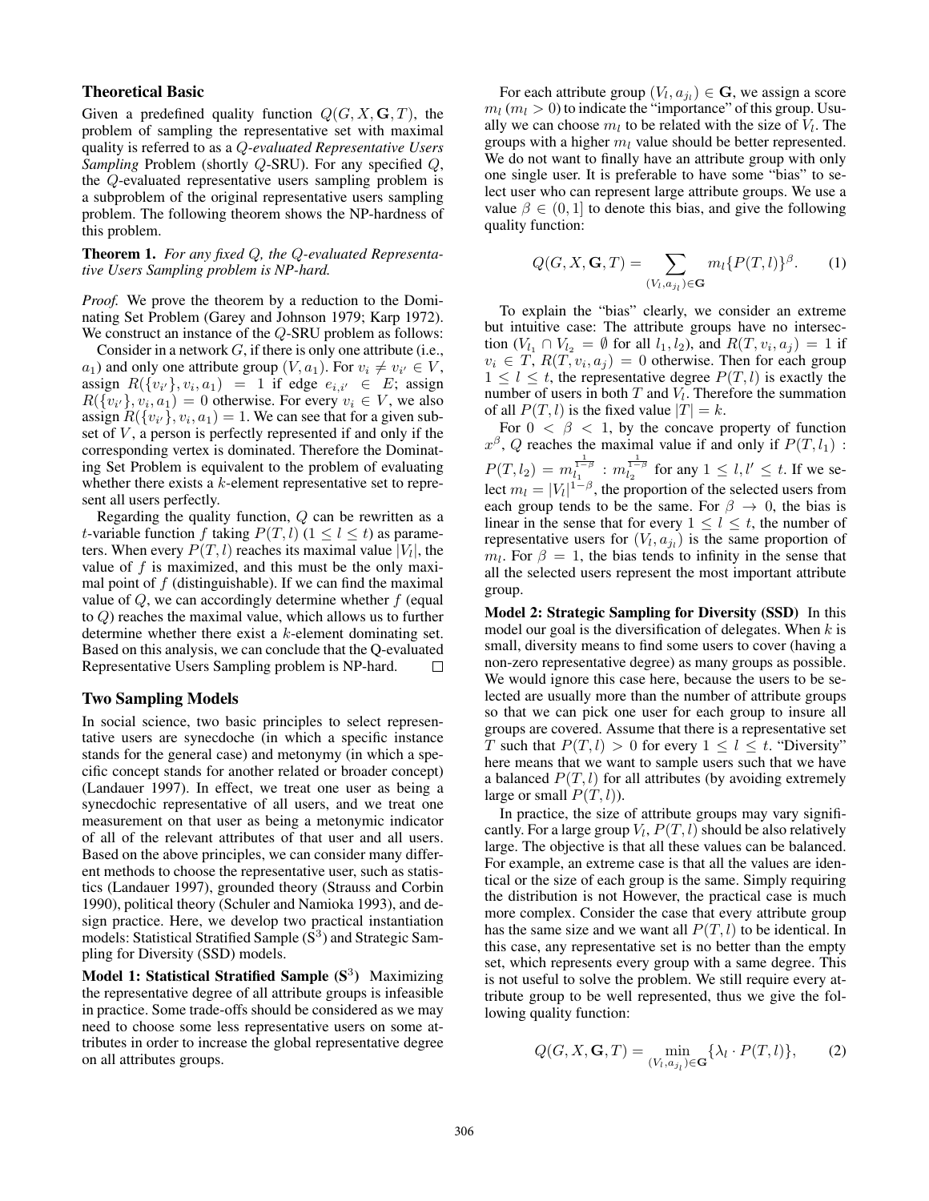## Theoretical Basic

Given a predefined quality function $Q(G, X, \mathbf{G}, T)$, the problem of sampling the representative set with maximal quality is referred to as a *Q-evaluated Representative Users Sampling* Problem (shortly $Q$-SRU). For any specified $Q$, the $Q$-evaluated representative users sampling problem is a subproblem of the original representative users sampling problem. The following theorem shows the NP-hardness of this problem.

**Theorem 1.** *For any fixed $Q$, the $Q$-evaluated Representative Users Sampling problem is NP-hard.*

*Proof.* We prove the theorem by a reduction to the Dominating Set Problem (Garey and Johnson 1979; Karp 1972). We construct an instance of the $Q$-SRU problem as follows:

Consider in a network $G$, if there is only one attribute (i.e., $a_1$) and only one attribute group $(V, a_1)$. For $v_i \neq v_{i'} \in V$, assign $R(\{v_{i'}\}, v_i, a_1) = 1$ if edge $e_{i,i'} \in E$; assign $R(\{v_{i'}\}, v_i, a_1) = 0$ otherwise. For every $v_i \in V$, we also assign $R(\{v_{i'}\}, v_i, a_1) = 1$. We can see that for a given subset of $V$, a person is perfectly represented if and only if the corresponding vertex is dominated. Therefore the Dominating Set Problem is equivalent to the problem of evaluating whether there exists a $k$-element representative set to represent all users perfectly.

Regarding the quality function, $Q$ can be rewritten as a $t$-variable function $f$ taking $P(T, l)$ $(1 \leq l \leq t)$ as parameters. When every $P(T, l)$ reaches its maximal value $|V_l|$, the value of $f$ is maximized, and this must be the only maximal point of $f$ (distinguishable). If we can find the maximal value of $Q$, we can accordingly determine whether $f$ (equal to $Q$) reaches the maximal value, which allows us to further determine whether there exist a $k$-element dominating set. Based on this analysis, we can conclude that the Q-evaluated Representative Users Sampling problem is NP-hard. □

## Two Sampling Models

In social science, two basic principles to select representative users are synecdoche (in which a specific instance stands for the general case) and metonymy (in which a specific concept stands for another related or broader concept) (Landauer 1997). In effect, we treat one user as being a synecdochic representative of all users, and we treat one measurement on that user as being a metonymic indicator of all of the relevant attributes of that user and all users. Based on the above principles, we can consider many different methods to choose the representative user, such as statistics (Landauer 1997), grounded theory (Strauss and Corbin 1990), political theory (Schuler and Namioka 1993), and design practice. Here, we develop two practical instantiation models: Statistical Stratified Sample ($\text{S}^3$) and Strategic Sampling for Diversity (SSD) models.

**Model 1: Statistical Stratified Sample ($\text{S}^3$)** Maximizing the representative degree of all attribute groups is infeasible in practice. Some trade-offs should be considered as we may need to choose some less representative users on some attributes in order to increase the global representative degree on all attributes groups.

For each attribute group $(V_l, a_{j_l}) \in \mathbf{G}$, we assign a score $m_l$ $(m_l > 0)$ to indicate the "importance" of this group. Usually we can choose $m_l$ to be related with the size of $V_l$. The groups with a higher $m_l$ value should be better represented. We do not want to finally have an attribute group with only one single user. It is preferable to have some "bias" to select user who can represent large attribute groups. We use a value $\beta \in (0, 1]$ to denote this bias, and give the following quality function:

$$Q(G, X, \mathbf{G}, T) = \sum_{(V_l, a_{j_l}) \in \mathbf{G}} m_l \{P(T, l)\}^{\beta}. \tag{1}$$

To explain the "bias" clearly, we consider an extreme but intuitive case: The attribute groups have no intersection ($V_{l_1} \cap V_{l_2} = \emptyset$ for all $l_1, l_2$), and $R(T, v_i, a_j) = 1$ if $v_i \in T$, $R(T, v_i, a_j) = 0$ otherwise. Then for each group $1 \leq l \leq t$, the representative degree $P(T, l)$ is exactly the number of users in both $T$ and $V_l$. Therefore the summation of all $P(T, l)$ is the fixed value $|T| = k$.

For $0 < \beta < 1$, by the concave property of function $x^{\beta}$, $Q$ reaches the maximal value if and only if $P(T, l_1) : P(T, l_2) = m_{l_1}^{\frac{1}{1-\beta}} : m_{l_2}^{\frac{1}{1-\beta}}$ for any $1 \leq l, l' \leq t$. If we select $m_l = |V_l|^{1-\beta}$, the proportion of the selected users from each group tends to be the same. For $\beta \to 0$, the bias is linear in the sense that for every $1 \leq l \leq t$, the number of representative users for $(V_l, a_{j_l})$ is the same proportion of $m_l$. For $\beta = 1$, the bias tends to infinity in the sense that all the selected users represent the most important attribute group.

**Model 2: Strategic Sampling for Diversity (SSD)** In this model our goal is the diversification of delegates. When $k$ is small, diversity means to find some users to cover (having a non-zero representative degree) as many groups as possible. We would ignore this case here, because the users to be selected are usually more than the number of attribute groups so that we can pick one user for each group to insure all groups are covered. Assume that there is a representative set $T$ such that $P(T, l) > 0$ for every $1 \leq l \leq t$. "Diversity" here means that we want to sample users such that we have a balanced $P(T, l)$ for all attributes (by avoiding extremely large or small $P(T, l)$).

In practice, the size of attribute groups may vary significantly. For a large group $V_l$, $P(T, l)$ should be also relatively large. The objective is that all these values can be balanced. For example, an extreme case is that all the values are identical or the size of each group is the same. Simply requiring the distribution is not However, the practical case is much more complex. Consider the case that every attribute group has the same size and we want all $P(T, l)$ to be identical. In this case, any representative set is no better than the empty set, which represents every group with a same degree. This is not useful to solve the problem. We still require every attribute group to be well represented, thus we give the following quality function:

$$Q(G, X, \mathbf{G}, T) = \min_{(V_l, a_{j_l}) \in \mathbf{G}} \{\lambda_l \cdot P(T, l)\}, \tag{2}$$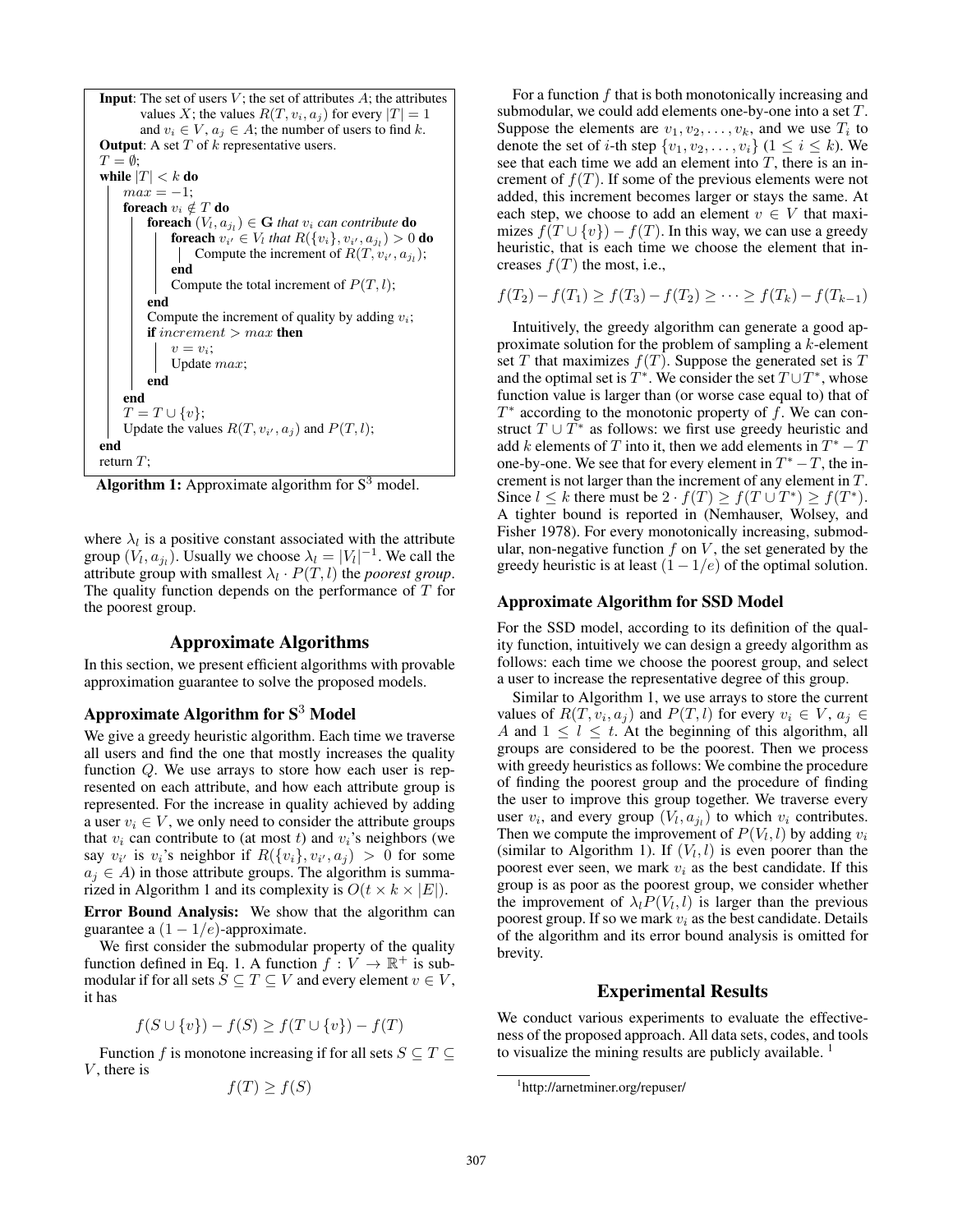```
Input: The set of users V; the set of attributes A; the attributes
       values X; the values R(T, v_i, a_j) for every |T| = 1
       and v_i ∈ V, a_j ∈ A; the number of users to find k.
Output: A set T of k representative users.
T = ∅;
while |T| < k do
    max = −1;
    foreach v_i ∉ T do
        foreach (V_l, a_{j_l}) ∈ G that v_i can contribute do
            foreach v_{i'} ∈ V_l that R({v_i}, v_{i'}, a_{j_l}) > 0 do
                Compute the increment of R(T, v_{i'}, a_{j_l});
            end
            Compute the total increment of P(T, l);
        end
        Compute the increment of quality by adding v_i;
        if increment > max then
            v = v_i;
            Update max;
        end
    end
    T = T ∪ {v};
    Update the values R(T, v_{i'}, a_j) and P(T, l);
end
return T;
```

**Algorithm 1:** Approximate algorithm for $\text{S}^3$ model.

where $\lambda_l$ is a positive constant associated with the attribute group $(V_l, a_{j_l})$. Usually we choose $\lambda_l = |V_l|^{-1}$. We call the attribute group with smallest $\lambda_l \cdot P(T, l)$ the *poorest group*. The quality function depends on the performance of $T$ for the poorest group.

## Approximate Algorithms

In this section, we present efficient algorithms with provable approximation guarantee to solve the proposed models.

### Approximate Algorithm for $\text{S}^3$ Model

We give a greedy heuristic algorithm. Each time we traverse all users and find the one that mostly increases the quality function $Q$. We use arrays to store how each user is represented on each attribute, and how each attribute group is represented. For the increase in quality achieved by adding a user $v_i \in V$, we only need to consider the attribute groups that $v_i$ can contribute to (at most $t$) and $v_i$'s neighbors (we say $v_{i'}$ is $v_i$'s neighbor if $R(\{v_i\}, v_{i'}, a_j) > 0$ for some $a_j \in A$) in those attribute groups. The algorithm is summarized in Algorithm 1 and its complexity is $O(t \times k \times |E|)$.

**Error Bound Analysis:** We show that the algorithm can guarantee a $(1 - 1/e)$-approximate.

We first consider the submodular property of the quality function defined in Eq. 1. A function $f : V \to \mathbb{R}^+$ is submodular if for all sets $S \subseteq T \subseteq V$ and every element $v \in V$, it has

$$f(S \cup \{v\}) - f(S) \geq f(T \cup \{v\}) - f(T)$$

Function $f$ is monotone increasing if for all sets $S \subseteq T \subseteq V$, there is

$$f(T) \geq f(S)$$

For a function $f$ that is both monotonically increasing and submodular, we could add elements one-by-one into a set $T$. Suppose the elements are $v_1, v_2, \ldots, v_k$, and we use $T_i$ to denote the set of $i$-th step $\{v_1, v_2, \ldots, v_i\}$ $(1 \leq i \leq k)$. We see that each time we add an element into $T$, there is an increment of $f(T)$. If some of the previous elements were not added, this increment becomes larger or stays the same. At each step, we choose to add an element $v \in V$ that maximizes $f(T \cup \{v\}) - f(T)$. In this way, we can use a greedy heuristic, that is each time we choose the element that increases $f(T)$ the most, i.e.,

$$f(T_2) - f(T_1) \geq f(T_3) - f(T_2) \geq \cdots \geq f(T_k) - f(T_{k-1})$$

Intuitively, the greedy algorithm can generate a good approximate solution for the problem of sampling a $k$-element set $T$ that maximizes $f(T)$. Suppose the generated set is $T$ and the optimal set is $T^*$. We consider the set $T \cup T^*$, whose function value is larger than (or worse case equal to) that of $T^*$ according to the monotonic property of $f$. We can construct $T \cup T^*$ as follows: we first use greedy heuristic and add $k$ elements of $T$ into it, then we add elements in $T^* - T$ one-by-one. We see that for every element in $T^* - T$, the increment is not larger than the increment of any element in $T$. Since $l \leq k$ there must be $2 \cdot f(T) \geq f(T \cup T^*) \geq f(T^*)$. A tighter bound is reported in (Nemhauser, Wolsey, and Fisher 1978). For every monotonically increasing, submodular, non-negative function $f$ on $V$, the set generated by the greedy heuristic is at least $(1 - 1/e)$ of the optimal solution.

### Approximate Algorithm for SSD Model

For the SSD model, according to its definition of the quality function, intuitively we can design a greedy algorithm as follows: each time we choose the poorest group, and select a user to increase the representative degree of this group.

Similar to Algorithm 1, we use arrays to store the current values of $R(T, v_i, a_j)$ and $P(T, l)$ for every $v_i \in V$, $a_j \in A$ and $1 \leq l \leq t$. At the beginning of this algorithm, all groups are considered to be the poorest. Then we process with greedy heuristics as follows: We combine the procedure of finding the poorest group and the procedure of finding the user to improve this group together. We traverse every user $v_i$, and every group $(V_l, a_{j_l})$ to which $v_i$ contributes. Then we compute the improvement of $P(V_l, l)$ by adding $v_i$ (similar to Algorithm 1). If $(V_l, l)$ is even poorer than the poorest ever seen, we mark $v_i$ as the best candidate. If this group is as poor as the poorest group, we consider whether the improvement of $\lambda_l P(V_l, l)$ is larger than the previous poorest group. If so we mark $v_i$ as the best candidate. Details of the algorithm and its error bound analysis is omitted for brevity.

## Experimental Results

We conduct various experiments to evaluate the effectiveness of the proposed approach. All data sets, codes, and tools to visualize the mining results are publicly available. [1]

[1] http://arnetminer.org/repuser/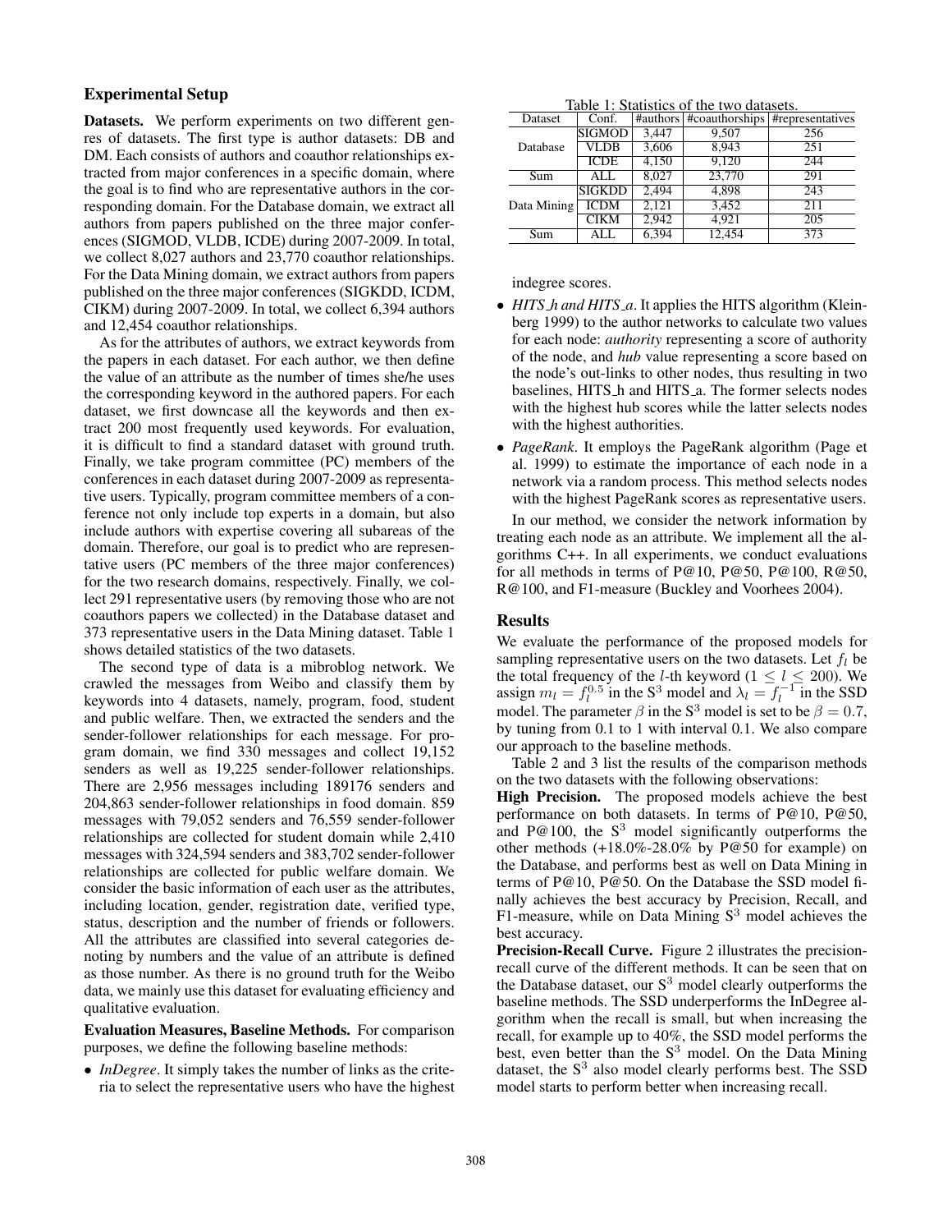## Experimental Setup

**Datasets.** We perform experiments on two different genres of datasets. The first type is author datasets: DB and DM. Each consists of authors and coauthor relationships extracted from major conferences in a specific domain, where the goal is to find who are representative authors in the corresponding domain. For the Database domain, we extract all authors from papers published on the three major conferences (SIGMOD, VLDB, ICDE) during 2007-2009. In total, we collect 8,027 authors and 23,770 coauthor relationships. For the Data Mining domain, we extract authors from papers published on the three major conferences (SIGKDD, ICDM, CIKM) during 2007-2009. In total, we collect 6,394 authors and 12,454 coauthor relationships.

As for the attributes of authors, we extract keywords from the papers in each dataset. For each author, we then define the value of an attribute as the number of times she/he uses the corresponding keyword in the authored papers. For each dataset, we first downcase all the keywords and then extract 200 most frequently used keywords. For evaluation, it is difficult to find a standard dataset with ground truth. Finally, we take program committee (PC) members of the conferences in each dataset during 2007-2009 as representative users. Typically, program committee members of a conference not only include top experts in a domain, but also include authors with expertise covering all subareas of the domain. Therefore, our goal is to predict who are representative users (PC members of the three major conferences) for the two research domains, respectively. Finally, we collect 291 representative users (by removing those who are not coauthors papers we collected) in the Database dataset and 373 representative users in the Data Mining dataset. Table 1 shows detailed statistics of the two datasets.

The second type of data is a mibroblog network. We crawled the messages from Weibo and classify them by keywords into 4 datasets, namely, program, food, student and public welfare. Then, we extracted the senders and the sender-follower relationships for each message. For program domain, we find 330 messages and collect 19,152 senders as well as 19,225 sender-follower relationships. There are 2,956 messages including 189176 senders and 204,863 sender-follower relationships in food domain. 859 messages with 79,052 senders and 76,559 sender-follower relationships are collected for student domain while 2,410 messages with 324,594 senders and 383,702 sender-follower relationships are collected for public welfare domain. We consider the basic information of each user as the attributes, including location, gender, registration date, verified type, status, description and the number of friends or followers. All the attributes are classified into several categories denoting by numbers and the value of an attribute is defined as those number. As there is no ground truth for the Weibo data, we mainly use this dataset for evaluating efficiency and qualitative evaluation.

**Evaluation Measures, Baseline Methods.** For comparison purposes, we define the following baseline methods:

- *InDegree*. It simply takes the number of links as the criteria to select the representative users who have the highest indegree scores.
- *HITS_h and HITS_a*. It applies the HITS algorithm (Kleinberg 1999) to the author networks to calculate two values for each node: *authority* representing a score of authority of the node, and *hub* value representing a score based on the node's out-links to other nodes, thus resulting in two baselines, HITS_h and HITS_a. The former selects nodes with the highest hub scores while the latter selects nodes with the highest authorities.
- *PageRank*. It employs the PageRank algorithm (Page et al. 1999) to estimate the importance of each node in a network via a random process. This method selects nodes with the highest PageRank scores as representative users.

Table 1: Statistics of the two datasets.

| Dataset | Conf. | #authors | #coauthorships | #representatives |
|---|---|---|---|---|
| Database | SIGMOD | 3,447 | 9,507 | 256 |
| | VLDB | 3,606 | 8,943 | 251 |
| | ICDE | 4,150 | 9,120 | 244 |
| Sum | ALL | 8,027 | 23,770 | 291 |
| Data Mining | SIGKDD | 2,494 | 4,898 | 243 |
| | ICDM | 2,121 | 3,452 | 211 |
| | CIKM | 2,942 | 4,921 | 205 |
| Sum | ALL | 6,394 | 12,454 | 373 |

In our method, we consider the network information by treating each node as an attribute. We implement all the algorithms C++. In all experiments, we conduct evaluations for all methods in terms of P@10, P@50, P@100, R@50, R@100, and F1-measure (Buckley and Voorhees 2004).

## Results

We evaluate the performance of the proposed models for sampling representative users on the two datasets. Let $f_l$ be the total frequency of the $l$-th keyword ($1 \leq l \leq 200$). We assign $m_l = f_l^{0.5}$ in the S$^3$ model and $\lambda_l = f_l^{-1}$ in the SSD model. The parameter $\beta$ in the S$^3$ model is set to be $\beta = 0.7$, by tuning from 0.1 to 1 with interval 0.1. We also compare our approach to the baseline methods.

Table 2 and 3 list the results of the comparison methods on the two datasets with the following observations:

**High Precision.** The proposed models achieve the best performance on both datasets. In terms of P@10, P@50, and P@100, the S$^3$ model significantly outperforms the other methods (+18.0%-28.0% by P@50 for example) on the Database, and performs best as well on Data Mining in terms of P@10, P@50. On the Database the SSD model finally achieves the best accuracy by Precision, Recall, and F1-measure, while on Data Mining S$^3$ model achieves the best accuracy.

**Precision-Recall Curve.** Figure 2 illustrates the precision-recall curve of the different methods. It can be seen that on the Database dataset, our S$^3$ model clearly outperforms the baseline methods. The SSD underperforms the InDegree algorithm when the recall is small, but when increasing the recall, for example up to 40%, the SSD model performs the best, even better than the S$^3$ model. On the Data Mining dataset, the S$^3$ also model clearly performs best. The SSD model starts to perform better when increasing recall.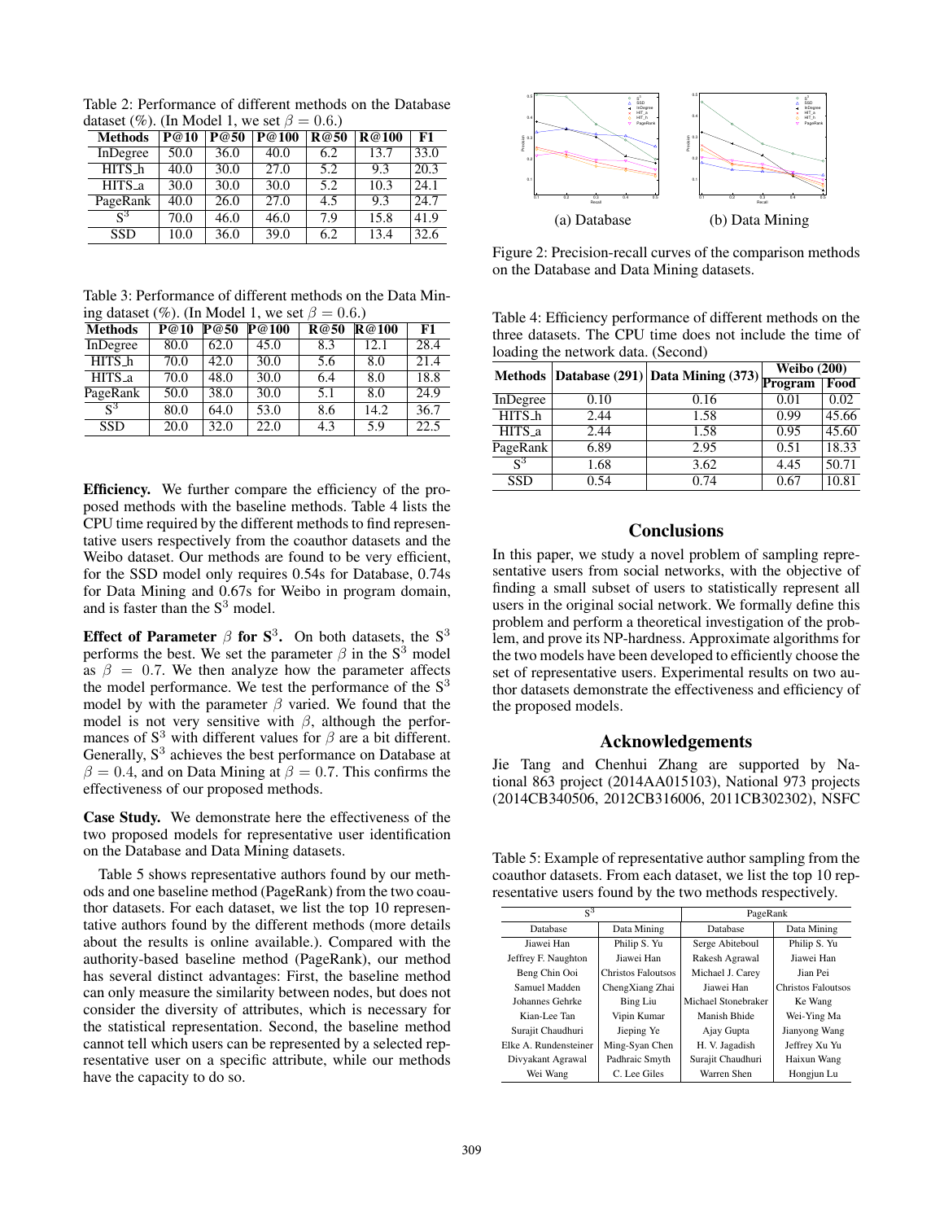Table 2: Performance of different methods on the Database dataset (%). (In Model 1, we set $\beta = 0.6$.)

| Methods | P@10 | P@50 | P@100 | R@50 | R@100 | F1 |
|---|---|---|---|---|---|---|
| InDegree | 50.0 | 36.0 | 40.0 | 6.2 | 13.7 | 33.0 |
| HITS_h | 40.0 | 30.0 | 27.0 | 5.2 | 9.3 | 20.3 |
| HITS_a | 30.0 | 30.0 | 30.0 | 5.2 | 10.3 | 24.1 |
| PageRank | 40.0 | 26.0 | 27.0 | 4.5 | 9.3 | 24.7 |
| $S^3$ | 70.0 | 46.0 | 46.0 | 7.9 | 15.8 | 41.9 |
| SSD | 10.0 | 36.0 | 39.0 | 6.2 | 13.4 | 32.6 |

Table 3: Performance of different methods on the Data Mining dataset (%). (In Model 1, we set $\beta = 0.6$.)

| Methods | P@10 | P@50 | P@100 | R@50 | R@100 | F1 |
|---|---|---|---|---|---|---|
| InDegree | 80.0 | 62.0 | 45.0 | 8.3 | 12.1 | 28.4 |
| HITS_h | 70.0 | 42.0 | 30.0 | 5.6 | 8.0 | 21.4 |
| HITS_a | 70.0 | 48.0 | 30.0 | 6.4 | 8.0 | 18.8 |
| PageRank | 50.0 | 38.0 | 30.0 | 5.1 | 8.0 | 24.9 |
| $S^3$ | 80.0 | 64.0 | 53.0 | 8.6 | 14.2 | 36.7 |
| SSD | 20.0 | 32.0 | 22.0 | 4.3 | 5.9 | 22.5 |

**Efficiency.** We further compare the efficiency of the proposed methods with the baseline methods. Table 4 lists the CPU time required by the different methods to find representative users respectively from the coauthor datasets and the Weibo dataset. Our methods are found to be very efficient, for the SSD model only requires 0.54s for Database, 0.74s for Data Mining and 0.67s for Weibo in program domain, and is faster than the $S^3$ model.

**Effect of Parameter $\beta$ for $S^3$.** On both datasets, the $S^3$ performs the best. We set the parameter $\beta$ in the $S^3$ model as $\beta = 0.7$. We then analyze how the parameter affects the model performance. We test the performance of the $S^3$ model by with the parameter $\beta$ varied. We found that the model is not very sensitive with $\beta$, although the performances of $S^3$ with different values for $\beta$ are a bit different. Generally, $S^3$ achieves the best performance on Database at $\beta = 0.4$, and on Data Mining at $\beta = 0.7$. This confirms the effectiveness of our proposed methods.

**Case Study.** We demonstrate here the effectiveness of the two proposed models for representative user identification on the Database and Data Mining datasets.

Table 5 shows representative authors found by our methods and one baseline method (PageRank) from the two coauthor datasets. For each dataset, we list the top 10 representative authors found by the different methods (more details about the results is online available.). Compared with the authority-based baseline method (PageRank), our method has several distinct advantages: First, the baseline method can only measure the similarity between nodes, but does not consider the diversity of attributes, which is necessary for the statistical representation. Second, the baseline method cannot tell which users can be represented by a selected representative user on a specific attribute, while our methods have the capacity to do so.

(a) Database (b) Data Mining

Figure 2: Precision-recall curves of the comparison methods on the Database and Data Mining datasets.

Table 4: Efficiency performance of different methods on the three datasets. The CPU time does not include the time of loading the network data. (Second)

| Methods | Database (291) | Data Mining (373) | Weibo (200) | |
|---|---|---|---|---|
| | | | Program | Food |
| InDegree | 0.10 | 0.16 | 0.01 | 0.02 |
| HITS_h | 2.44 | 1.58 | 0.99 | 45.66 |
| HITS_a | 2.44 | 1.58 | 0.95 | 45.60 |
| PageRank | 6.89 | 2.95 | 0.51 | 18.33 |
| $S^3$ | 1.68 | 3.62 | 4.45 | 50.71 |
| SSD | 0.54 | 0.74 | 0.67 | 10.81 |

## Conclusions

In this paper, we study a novel problem of sampling representative users from social networks, with the objective of finding a small subset of users to statistically represent all users in the original social network. We formally define this problem and perform a theoretical investigation of the problem, and prove its NP-hardness. Approximate algorithms for the two models have been developed to efficiently choose the set of representative users. Experimental results on two author datasets demonstrate the effectiveness and efficiency of the proposed models.

## Acknowledgements

Jie Tang and Chenhui Zhang are supported by National 863 project (2014AA015103), National 973 projects (2014CB340506, 2012CB316006, 2011CB302302), NSFC

Table 5: Example of representative author sampling from the coauthor datasets. From each dataset, we list the top 10 representative users found by the two methods respectively.

| $S^3$ | | PageRank | |
|---|---|---|---|
| Database | Data Mining | Database | Data Mining |
| Jiawei Han | Philip S. Yu | Serge Abiteboul | Philip S. Yu |
| Jeffrey F. Naughton | Jiawei Han | Rakesh Agrawal | Jiawei Han |
| Beng Chin Ooi | Christos Faloutsos | Michael J. Carey | Jian Pei |
| Samuel Madden | ChengXiang Zhai | Jiawei Han | Christos Faloutsos |
| Johannes Gehrke | Bing Liu | Michael Stonebraker | Ke Wang |
| Kian-Lee Tan | Vipin Kumar | Manish Bhide | Wei-Ying Ma |
| Surajit Chaudhuri | Jieping Ye | Ajay Gupta | Jianyong Wang |
| Elke A. Rundensteiner | Ming-Syan Chen | H. V. Jagadish | Jeffrey Xu Yu |
| Divyakant Agrawal | Padhraic Smyth | Surajit Chaudhuri | Haixun Wang |
| Wei Wang | C. Lee Giles | Warren Shen | Hongjun Lu |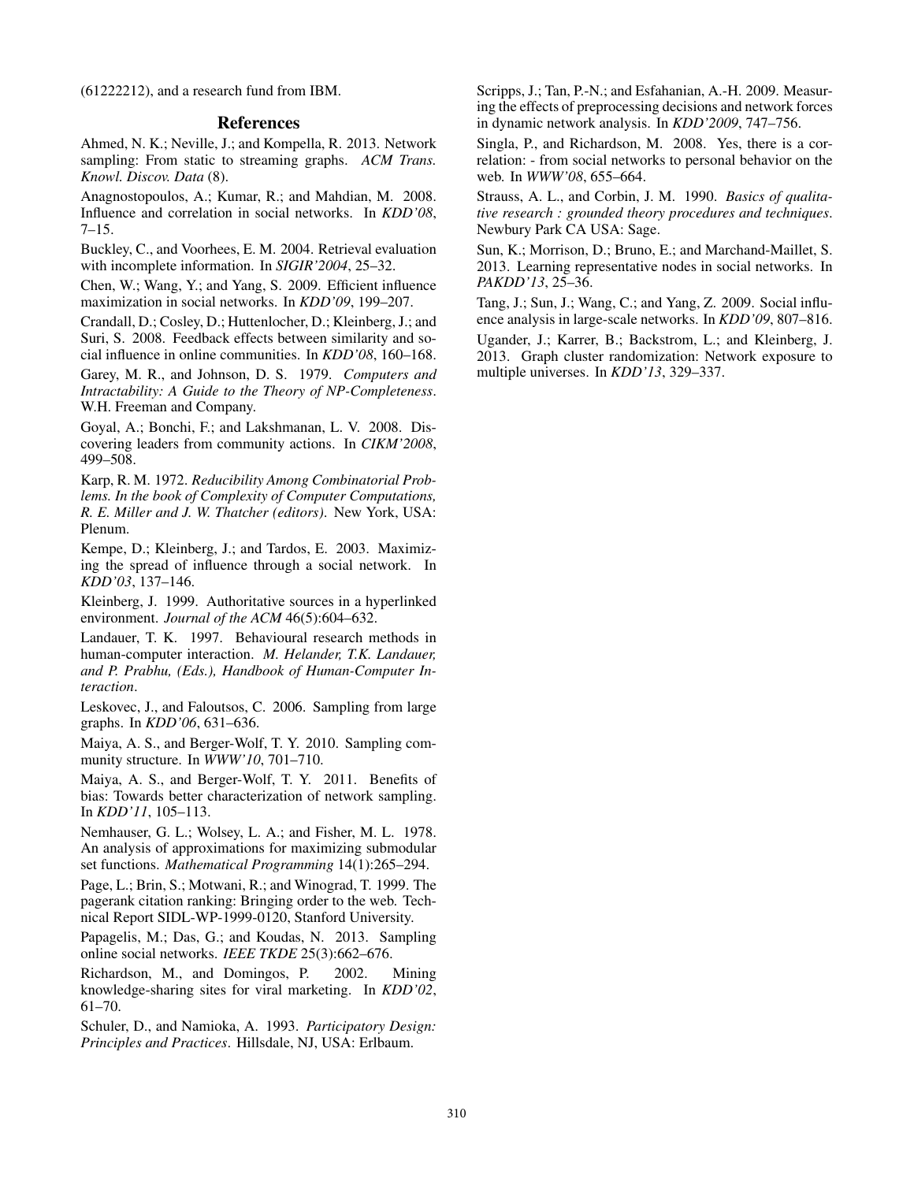(61222212), and a research fund from IBM.

## References

Ahmed, N. K.; Neville, J.; and Kompella, R. 2013. Network sampling: From static to streaming graphs. *ACM Trans. Knowl. Discov. Data* (8).

Anagnostopoulos, A.; Kumar, R.; and Mahdian, M. 2008. Influence and correlation in social networks. In *KDD'08*, 7–15.

Buckley, C., and Voorhees, E. M. 2004. Retrieval evaluation with incomplete information. In *SIGIR'2004*, 25–32.

Chen, W.; Wang, Y.; and Yang, S. 2009. Efficient influence maximization in social networks. In *KDD'09*, 199–207.

Crandall, D.; Cosley, D.; Huttenlocher, D.; Kleinberg, J.; and Suri, S. 2008. Feedback effects between similarity and social influence in online communities. In *KDD'08*, 160–168.

Garey, M. R., and Johnson, D. S. 1979. *Computers and Intractability: A Guide to the Theory of NP-Completeness*. W.H. Freeman and Company.

Goyal, A.; Bonchi, F.; and Lakshmanan, L. V. 2008. Discovering leaders from community actions. In *CIKM'2008*, 499–508.

Karp, R. M. 1972. *Reducibility Among Combinatorial Problems. In the book of Complexity of Computer Computations, R. E. Miller and J. W. Thatcher (editors)*. New York, USA: Plenum.

Kempe, D.; Kleinberg, J.; and Tardos, E. 2003. Maximizing the spread of influence through a social network. In *KDD'03*, 137–146.

Kleinberg, J. 1999. Authoritative sources in a hyperlinked environment. *Journal of the ACM* 46(5):604–632.

Landauer, T. K. 1997. Behavioural research methods in human-computer interaction. *M. Helander, T.K. Landauer, and P. Prabhu, (Eds.), Handbook of Human-Computer Interaction*.

Leskovec, J., and Faloutsos, C. 2006. Sampling from large graphs. In *KDD'06*, 631–636.

Maiya, A. S., and Berger-Wolf, T. Y. 2010. Sampling community structure. In *WWW'10*, 701–710.

Maiya, A. S., and Berger-Wolf, T. Y. 2011. Benefits of bias: Towards better characterization of network sampling. In *KDD'11*, 105–113.

Nemhauser, G. L.; Wolsey, L. A.; and Fisher, M. L. 1978. An analysis of approximations for maximizing submodular set functions. *Mathematical Programming* 14(1):265–294.

Page, L.; Brin, S.; Motwani, R.; and Winograd, T. 1999. The pagerank citation ranking: Bringing order to the web. Technical Report SIDL-WP-1999-0120, Stanford University.

Papagelis, M.; Das, G.; and Koudas, N. 2013. Sampling online social networks. *IEEE TKDE* 25(3):662–676.

Richardson, M., and Domingos, P. 2002. Mining knowledge-sharing sites for viral marketing. In *KDD'02*, 61–70.

Schuler, D., and Namioka, A. 1993. *Participatory Design: Principles and Practices*. Hillsdale, NJ, USA: Erlbaum.

Scripps, J.; Tan, P.-N.; and Esfahanian, A.-H. 2009. Measuring the effects of preprocessing decisions and network forces in dynamic network analysis. In *KDD'2009*, 747–756.

Singla, P., and Richardson, M. 2008. Yes, there is a correlation: - from social networks to personal behavior on the web. In *WWW'08*, 655–664.

Strauss, A. L., and Corbin, J. M. 1990. *Basics of qualitative research : grounded theory procedures and techniques*. Newbury Park CA USA: Sage.

Sun, K.; Morrison, D.; Bruno, E.; and Marchand-Maillet, S. 2013. Learning representative nodes in social networks. In *PAKDD'13*, 25–36.

Tang, J.; Sun, J.; Wang, C.; and Yang, Z. 2009. Social influence analysis in large-scale networks. In *KDD'09*, 807–816.

Ugander, J.; Karrer, B.; Backstrom, L.; and Kleinberg, J. 2013. Graph cluster randomization: Network exposure to multiple universes. In *KDD'13*, 329–337.